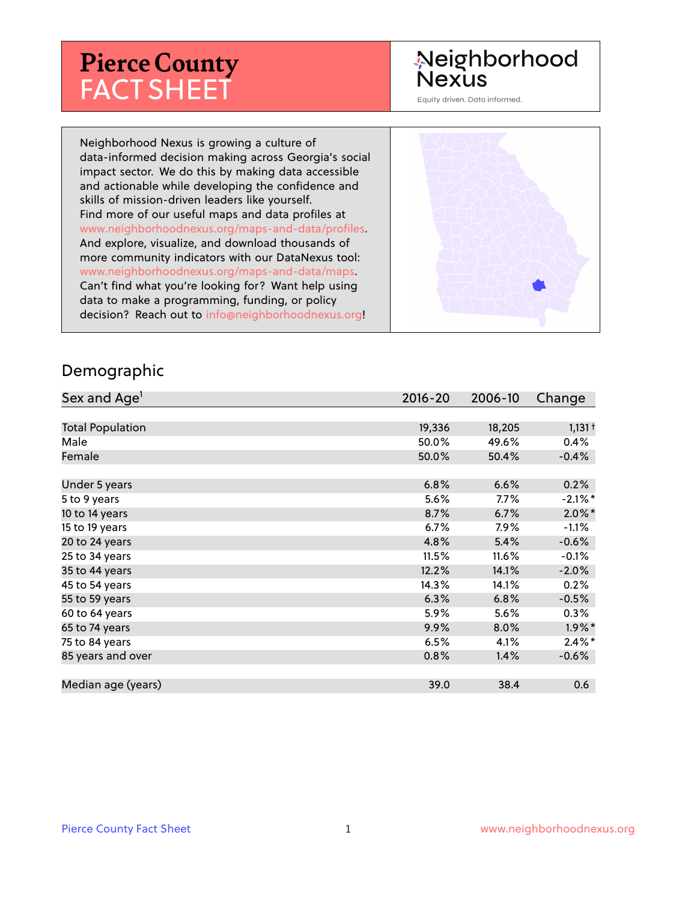# Pierce County FACT SHEET

Neighborhood Nexus

Equity driven. Data informed.

Neighborhood Nexus is growing a culture of data-informed decision making across Georgia's social impact sector. We do this by making data accessible and actionable while developing the confidence and skills of mission-driven leaders like yourself. Find more of our useful maps and data profiles at www.neighborhoodnexus.org/maps-and-data/profiles. And explore, visualize, and download thousands of more community indicators with our DataNexus tool: www.neighborhoodnexus.org/maps-and-data/maps. Can't find what you're looking for? Want help using data to make a programming, funding, or policy decision? Reach out to info@neighborhoodnexus.org!

## Demographic

| Sex and Age[1] | 2016-20 | 2006-10 | Change |
|---|---|---|---|
| Total Population | 19,336 | 18,205 | 1,131 † |
| Male | 50.0% | 49.6% | 0.4% |
| Female | 50.0% | 50.4% | -0.4% |
| Under 5 years | 6.8% | 6.6% | 0.2% |
| 5 to 9 years | 5.6% | 7.7% | -2.1% * |
| 10 to 14 years | 8.7% | 6.7% | 2.0% * |
| 15 to 19 years | 6.7% | 7.9% | -1.1% |
| 20 to 24 years | 4.8% | 5.4% | -0.6% |
| 25 to 34 years | 11.5% | 11.6% | -0.1% |
| 35 to 44 years | 12.2% | 14.1% | -2.0% |
| 45 to 54 years | 14.3% | 14.1% | 0.2% |
| 55 to 59 years | 6.3% | 6.8% | -0.5% |
| 60 to 64 years | 5.9% | 5.6% | 0.3% |
| 65 to 74 years | 9.9% | 8.0% | 1.9% * |
| 75 to 84 years | 6.5% | 4.1% | 2.4% * |
| 85 years and over | 0.8% | 1.4% | -0.6% |
| Median age (years) | 39.0 | 38.4 | 0.6 |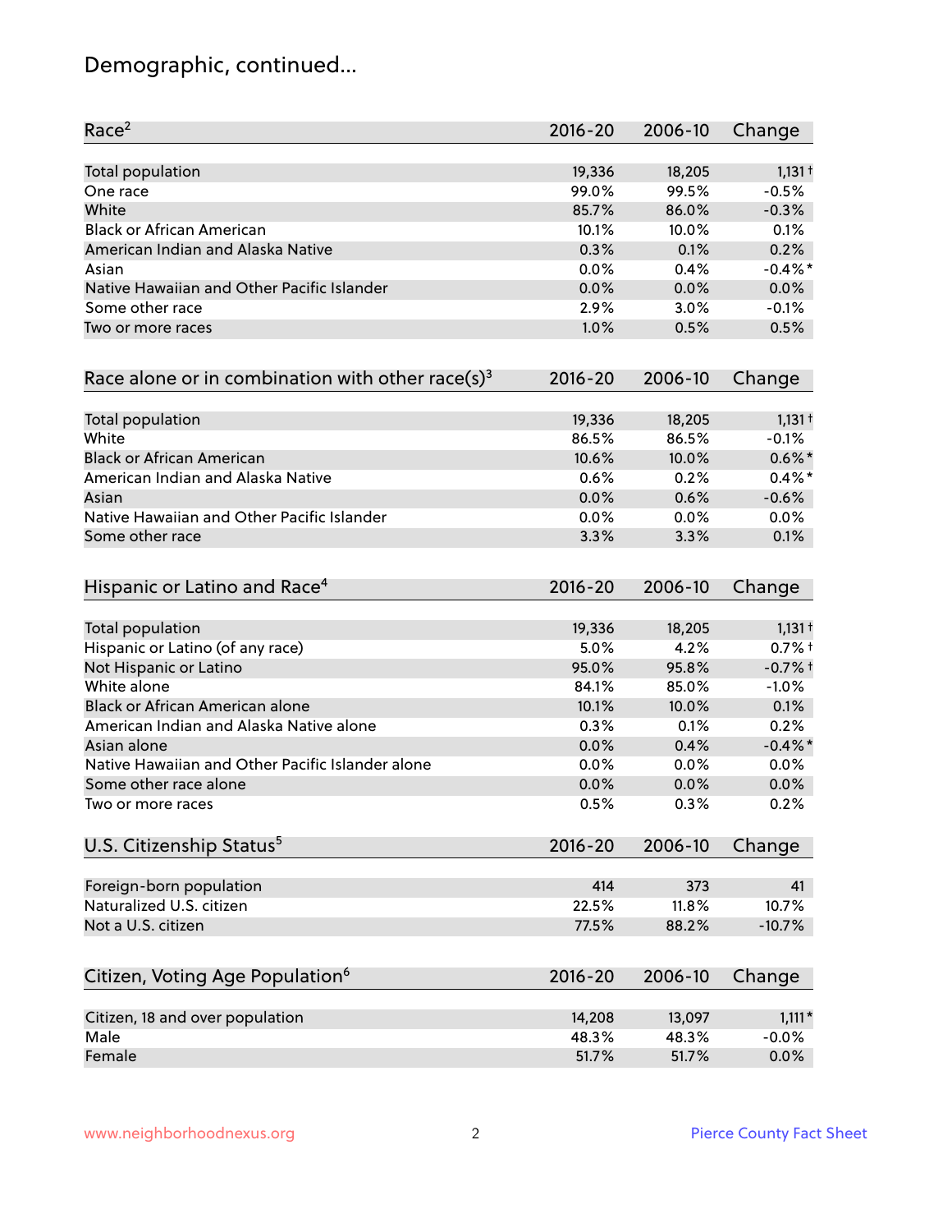# Demographic, continued...

| Race[2] | 2016-20 | 2006-10 | Change |
|---|---|---|---|
| Total population | 19,336 | 18,205 | 1,131 † |
| One race | 99.0% | 99.5% | -0.5% |
| White | 85.7% | 86.0% | -0.3% |
| Black or African American | 10.1% | 10.0% | 0.1% |
| American Indian and Alaska Native | 0.3% | 0.1% | 0.2% |
| Asian | 0.0% | 0.4% | -0.4% * |
| Native Hawaiian and Other Pacific Islander | 0.0% | 0.0% | 0.0% |
| Some other race | 2.9% | 3.0% | -0.1% |
| Two or more races | 1.0% | 0.5% | 0.5% |

| Race alone or in combination with other race(s)[3] | 2016-20 | 2006-10 | Change |
|---|---|---|---|
| Total population | 19,336 | 18,205 | 1,131 † |
| White | 86.5% | 86.5% | -0.1% |
| Black or African American | 10.6% | 10.0% | 0.6% * |
| American Indian and Alaska Native | 0.6% | 0.2% | 0.4% * |
| Asian | 0.0% | 0.6% | -0.6% |
| Native Hawaiian and Other Pacific Islander | 0.0% | 0.0% | 0.0% |
| Some other race | 3.3% | 3.3% | 0.1% |

| Hispanic or Latino and Race[4] | 2016-20 | 2006-10 | Change |
|---|---|---|---|
| Total population | 19,336 | 18,205 | 1,131 † |
| Hispanic or Latino (of any race) | 5.0% | 4.2% | 0.7% † |
| Not Hispanic or Latino | 95.0% | 95.8% | -0.7% † |
| White alone | 84.1% | 85.0% | -1.0% |
| Black or African American alone | 10.1% | 10.0% | 0.1% |
| American Indian and Alaska Native alone | 0.3% | 0.1% | 0.2% |
| Asian alone | 0.0% | 0.4% | -0.4% * |
| Native Hawaiian and Other Pacific Islander alone | 0.0% | 0.0% | 0.0% |
| Some other race alone | 0.0% | 0.0% | 0.0% |
| Two or more races | 0.5% | 0.3% | 0.2% |

| U.S. Citizenship Status[5] | 2016-20 | 2006-10 | Change |
|---|---|---|---|
| Foreign-born population | 414 | 373 | 41 |
| Naturalized U.S. citizen | 22.5% | 11.8% | 10.7% |
| Not a U.S. citizen | 77.5% | 88.2% | -10.7% |

| Citizen, Voting Age Population[6] | 2016-20 | 2006-10 | Change |
|---|---|---|---|
| Citizen, 18 and over population | 14,208 | 13,097 | 1,111 * |
| Male | 48.3% | 48.3% | -0.0% |
| Female | 51.7% | 51.7% | 0.0% |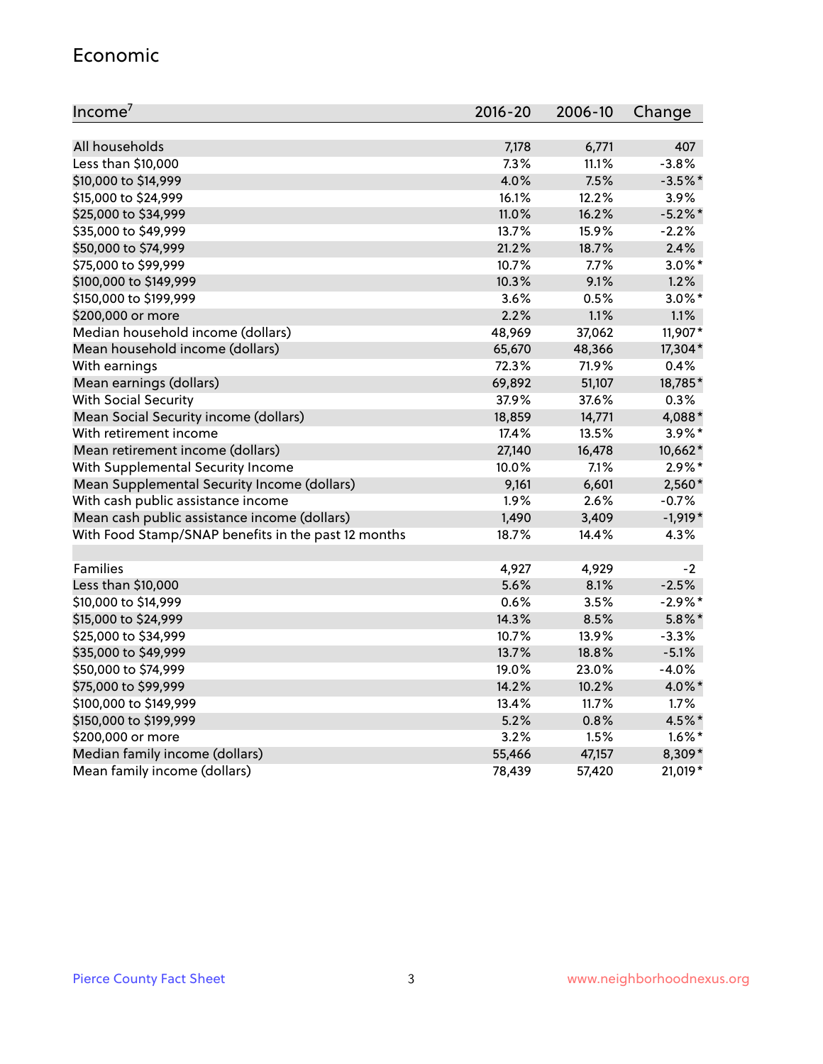## Economic

| Income[7] | 2016-20 | 2006-10 | Change |
|---|---|---|---|
| All households | 7,178 | 6,771 | 407 |
| Less than $10,000 | 7.3% | 11.1% | -3.8% |
| $10,000 to $14,999 | 4.0% | 7.5% | -3.5%* |
| $15,000 to $24,999 | 16.1% | 12.2% | 3.9% |
| $25,000 to $34,999 | 11.0% | 16.2% | -5.2%* |
| $35,000 to $49,999 | 13.7% | 15.9% | -2.2% |
| $50,000 to $74,999 | 21.2% | 18.7% | 2.4% |
| $75,000 to $99,999 | 10.7% | 7.7% | 3.0%* |
| $100,000 to $149,999 | 10.3% | 9.1% | 1.2% |
| $150,000 to $199,999 | 3.6% | 0.5% | 3.0%* |
| $200,000 or more | 2.2% | 1.1% | 1.1% |
| Median household income (dollars) | 48,969 | 37,062 | 11,907* |
| Mean household income (dollars) | 65,670 | 48,366 | 17,304* |
| With earnings | 72.3% | 71.9% | 0.4% |
| Mean earnings (dollars) | 69,892 | 51,107 | 18,785* |
| With Social Security | 37.9% | 37.6% | 0.3% |
| Mean Social Security income (dollars) | 18,859 | 14,771 | 4,088* |
| With retirement income | 17.4% | 13.5% | 3.9%* |
| Mean retirement income (dollars) | 27,140 | 16,478 | 10,662* |
| With Supplemental Security Income | 10.0% | 7.1% | 2.9%* |
| Mean Supplemental Security Income (dollars) | 9,161 | 6,601 | 2,560* |
| With cash public assistance income | 1.9% | 2.6% | -0.7% |
| Mean cash public assistance income (dollars) | 1,490 | 3,409 | -1,919* |
| With Food Stamp/SNAP benefits in the past 12 months | 18.7% | 14.4% | 4.3% |
| | | | |
| Families | 4,927 | 4,929 | -2 |
| Less than $10,000 | 5.6% | 8.1% | -2.5% |
| $10,000 to $14,999 | 0.6% | 3.5% | -2.9%* |
| $15,000 to $24,999 | 14.3% | 8.5% | 5.8%* |
| $25,000 to $34,999 | 10.7% | 13.9% | -3.3% |
| $35,000 to $49,999 | 13.7% | 18.8% | -5.1% |
| $50,000 to $74,999 | 19.0% | 23.0% | -4.0% |
| $75,000 to $99,999 | 14.2% | 10.2% | 4.0%* |
| $100,000 to $149,999 | 13.4% | 11.7% | 1.7% |
| $150,000 to $199,999 | 5.2% | 0.8% | 4.5%* |
| $200,000 or more | 3.2% | 1.5% | 1.6%* |
| Median family income (dollars) | 55,466 | 47,157 | 8,309* |
| Mean family income (dollars) | 78,439 | 57,420 | 21,019* |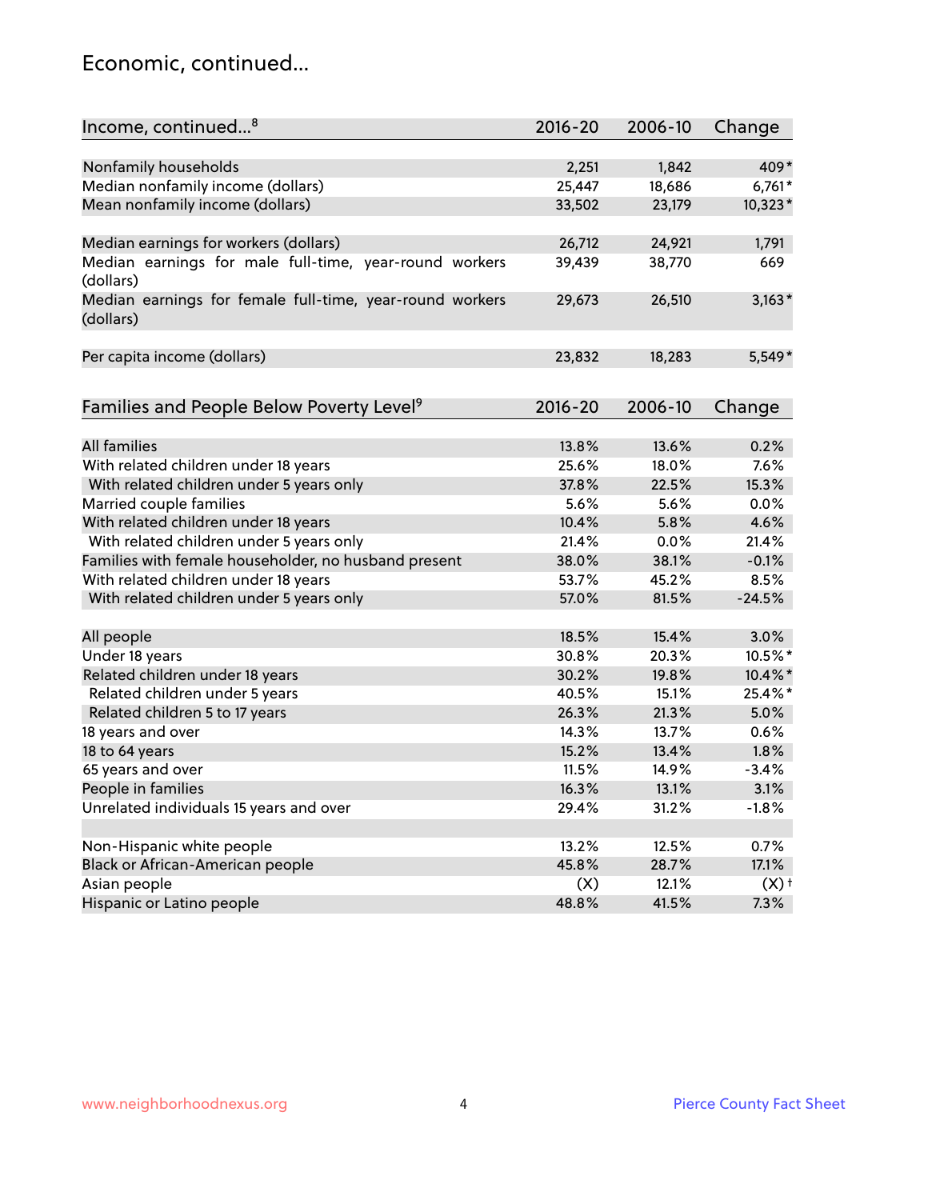# Economic, continued...

| Income, continued...[8] | 2016-20 | 2006-10 | Change |
|---|---|---|---|
| Nonfamily households | 2,251 | 1,842 | 409* |
| Median nonfamily income (dollars) | 25,447 | 18,686 | 6,761* |
| Mean nonfamily income (dollars) | 33,502 | 23,179 | 10,323* |
| Median earnings for workers (dollars) | 26,712 | 24,921 | 1,791 |
| Median earnings for male full-time, year-round workers (dollars) | 39,439 | 38,770 | 669 |
| Median earnings for female full-time, year-round workers (dollars) | 29,673 | 26,510 | 3,163* |
| Per capita income (dollars) | 23,832 | 18,283 | 5,549* |

| Families and People Below Poverty Level[9] | 2016-20 | 2006-10 | Change |
|---|---|---|---|
| All families | 13.8% | 13.6% | 0.2% |
| With related children under 18 years | 25.6% | 18.0% | 7.6% |
| With related children under 5 years only | 37.8% | 22.5% | 15.3% |
| Married couple families | 5.6% | 5.6% | 0.0% |
| With related children under 18 years | 10.4% | 5.8% | 4.6% |
| With related children under 5 years only | 21.4% | 0.0% | 21.4% |
| Families with female householder, no husband present | 38.0% | 38.1% | -0.1% |
| With related children under 18 years | 53.7% | 45.2% | 8.5% |
| With related children under 5 years only | 57.0% | 81.5% | -24.5% |
| All people | 18.5% | 15.4% | 3.0% |
| Under 18 years | 30.8% | 20.3% | 10.5%* |
| Related children under 18 years | 30.2% | 19.8% | 10.4%* |
| Related children under 5 years | 40.5% | 15.1% | 25.4%* |
| Related children 5 to 17 years | 26.3% | 21.3% | 5.0% |
| 18 years and over | 14.3% | 13.7% | 0.6% |
| 18 to 64 years | 15.2% | 13.4% | 1.8% |
| 65 years and over | 11.5% | 14.9% | -3.4% |
| People in families | 16.3% | 13.1% | 3.1% |
| Unrelated individuals 15 years and over | 29.4% | 31.2% | -1.8% |
| Non-Hispanic white people | 13.2% | 12.5% | 0.7% |
| Black or African-American people | 45.8% | 28.7% | 17.1% |
| Asian people | (X) | 12.1% | (X)† |
| Hispanic or Latino people | 48.8% | 41.5% | 7.3% |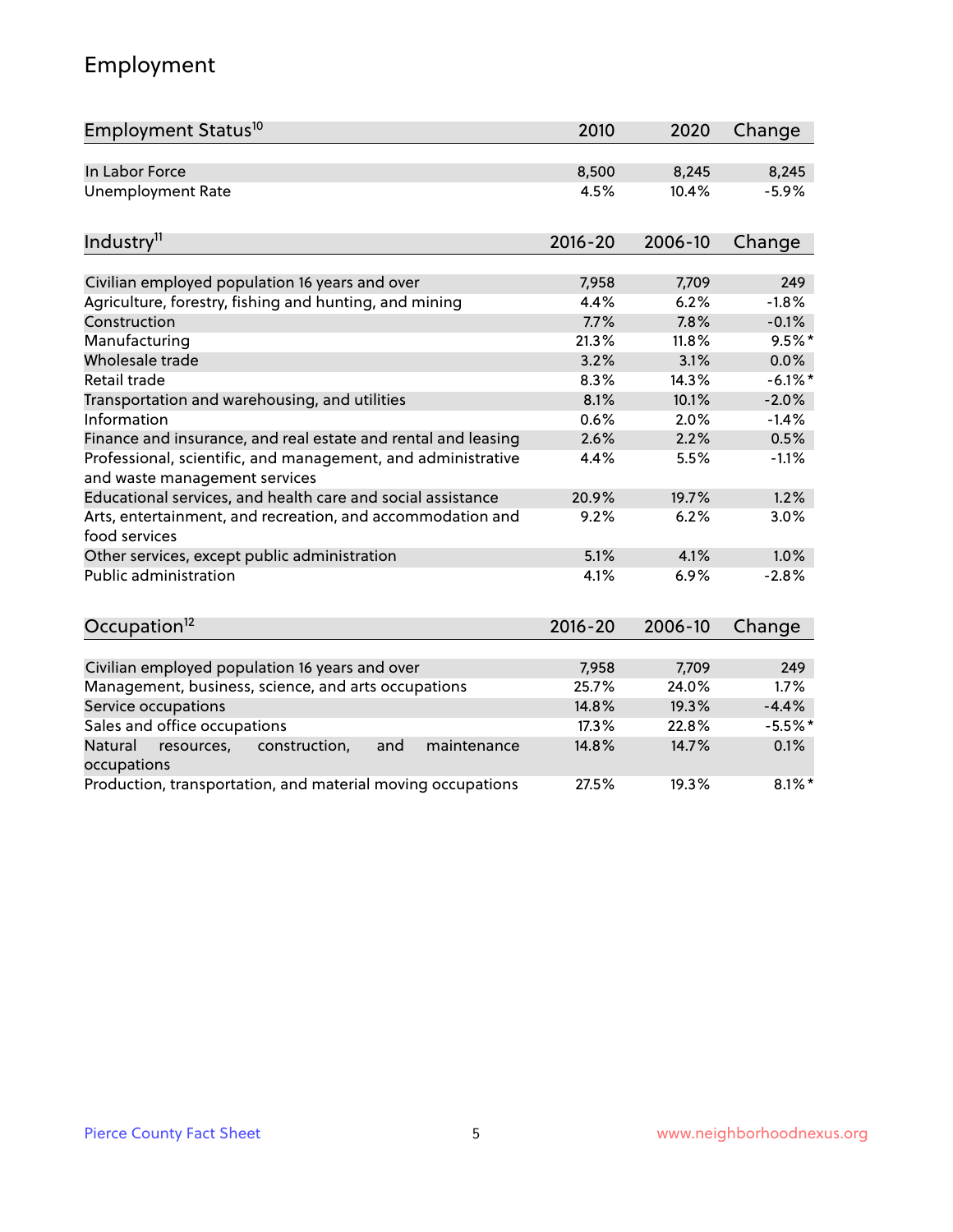# Employment

| Employment Status[10] | 2010 | 2020 | Change |
|---|---|---|---|
| In Labor Force | 8,500 | 8,245 | 8,245 |
| Unemployment Rate | 4.5% | 10.4% | -5.9% |

| Industry[11] | 2016-20 | 2006-10 | Change |
|---|---|---|---|
| Civilian employed population 16 years and over | 7,958 | 7,709 | 249 |
| Agriculture, forestry, fishing and hunting, and mining | 4.4% | 6.2% | -1.8% |
| Construction | 7.7% | 7.8% | -0.1% |
| Manufacturing | 21.3% | 11.8% | 9.5%* |
| Wholesale trade | 3.2% | 3.1% | 0.0% |
| Retail trade | 8.3% | 14.3% | -6.1%* |
| Transportation and warehousing, and utilities | 8.1% | 10.1% | -2.0% |
| Information | 0.6% | 2.0% | -1.4% |
| Finance and insurance, and real estate and rental and leasing | 2.6% | 2.2% | 0.5% |
| Professional, scientific, and management, and administrative and waste management services | 4.4% | 5.5% | -1.1% |
| Educational services, and health care and social assistance | 20.9% | 19.7% | 1.2% |
| Arts, entertainment, and recreation, and accommodation and food services | 9.2% | 6.2% | 3.0% |
| Other services, except public administration | 5.1% | 4.1% | 1.0% |
| Public administration | 4.1% | 6.9% | -2.8% |

| Occupation[12] | 2016-20 | 2006-10 | Change |
|---|---|---|---|
| Civilian employed population 16 years and over | 7,958 | 7,709 | 249 |
| Management, business, science, and arts occupations | 25.7% | 24.0% | 1.7% |
| Service occupations | 14.8% | 19.3% | -4.4% |
| Sales and office occupations | 17.3% | 22.8% | -5.5%* |
| Natural resources, construction, and maintenance occupations | 14.8% | 14.7% | 0.1% |
| Production, transportation, and material moving occupations | 27.5% | 19.3% | 8.1%* |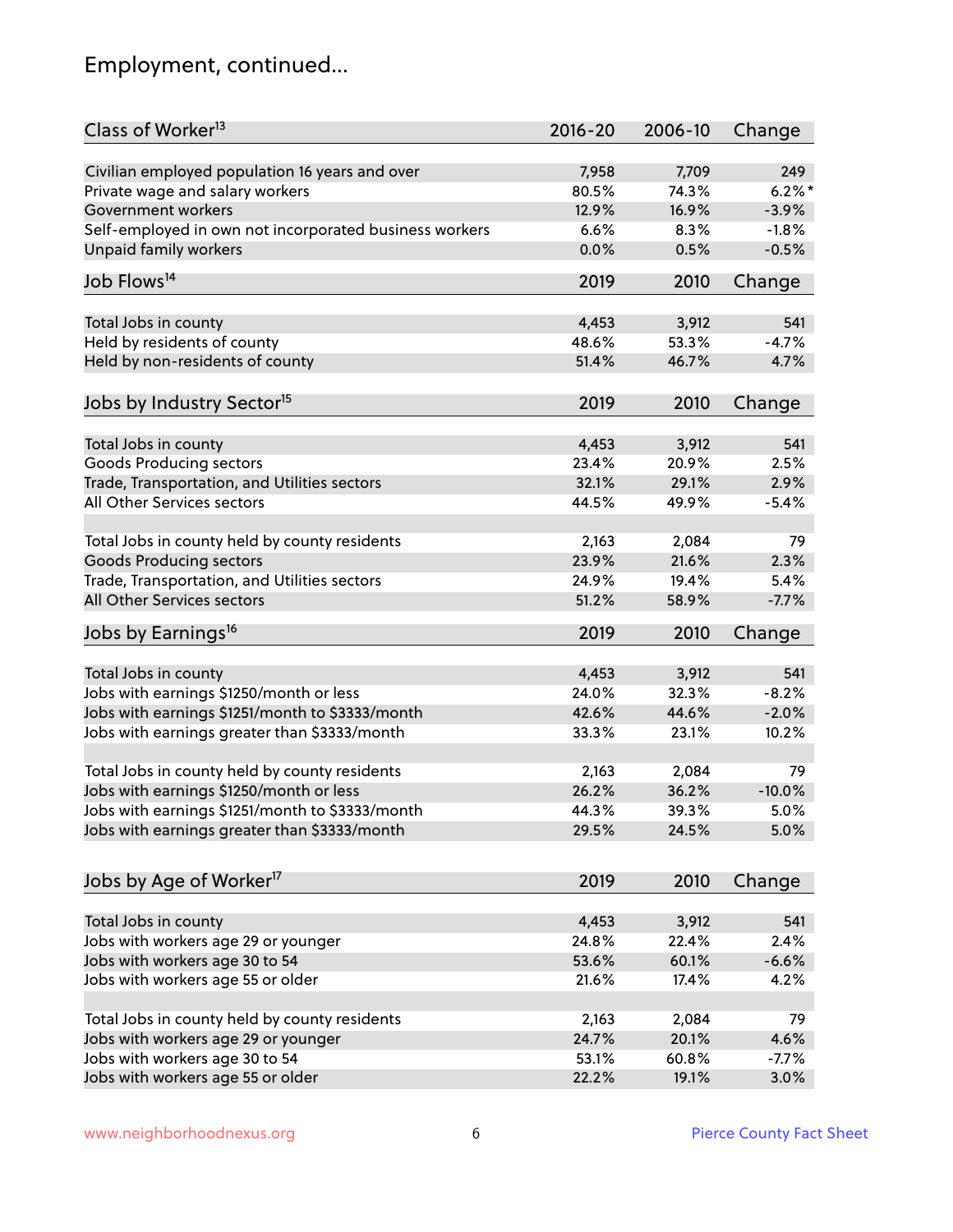# Employment, continued...

| Class of Worker[13] | 2016-20 | 2006-10 | Change |
|---|---|---|---|
| Civilian employed population 16 years and over | 7,958 | 7,709 | 249 |
| Private wage and salary workers | 80.5% | 74.3% | 6.2%* |
| Government workers | 12.9% | 16.9% | -3.9% |
| Self-employed in own not incorporated business workers | 6.6% | 8.3% | -1.8% |
| Unpaid family workers | 0.0% | 0.5% | -0.5% |

| Job Flows[14] | 2019 | 2010 | Change |
|---|---|---|---|
| Total Jobs in county | 4,453 | 3,912 | 541 |
| Held by residents of county | 48.6% | 53.3% | -4.7% |
| Held by non-residents of county | 51.4% | 46.7% | 4.7% |

| Jobs by Industry Sector[15] | 2019 | 2010 | Change |
|---|---|---|---|
| Total Jobs in county | 4,453 | 3,912 | 541 |
| Goods Producing sectors | 23.4% | 20.9% | 2.5% |
| Trade, Transportation, and Utilities sectors | 32.1% | 29.1% | 2.9% |
| All Other Services sectors | 44.5% | 49.9% | -5.4% |
| | | | |
| Total Jobs in county held by county residents | 2,163 | 2,084 | 79 |
| Goods Producing sectors | 23.9% | 21.6% | 2.3% |
| Trade, Transportation, and Utilities sectors | 24.9% | 19.4% | 5.4% |
| All Other Services sectors | 51.2% | 58.9% | -7.7% |

| Jobs by Earnings[16] | 2019 | 2010 | Change |
|---|---|---|---|
| Total Jobs in county | 4,453 | 3,912 | 541 |
| Jobs with earnings $1250/month or less | 24.0% | 32.3% | -8.2% |
| Jobs with earnings $1251/month to $3333/month | 42.6% | 44.6% | -2.0% |
| Jobs with earnings greater than $3333/month | 33.3% | 23.1% | 10.2% |
| | | | |
| Total Jobs in county held by county residents | 2,163 | 2,084 | 79 |
| Jobs with earnings $1250/month or less | 26.2% | 36.2% | -10.0% |
| Jobs with earnings $1251/month to $3333/month | 44.3% | 39.3% | 5.0% |
| Jobs with earnings greater than $3333/month | 29.5% | 24.5% | 5.0% |

| Jobs by Age of Worker[17] | 2019 | 2010 | Change |
|---|---|---|---|
| Total Jobs in county | 4,453 | 3,912 | 541 |
| Jobs with workers age 29 or younger | 24.8% | 22.4% | 2.4% |
| Jobs with workers age 30 to 54 | 53.6% | 60.1% | -6.6% |
| Jobs with workers age 55 or older | 21.6% | 17.4% | 4.2% |
| | | | |
| Total Jobs in county held by county residents | 2,163 | 2,084 | 79 |
| Jobs with workers age 29 or younger | 24.7% | 20.1% | 4.6% |
| Jobs with workers age 30 to 54 | 53.1% | 60.8% | -7.7% |
| Jobs with workers age 55 or older | 22.2% | 19.1% | 3.0% |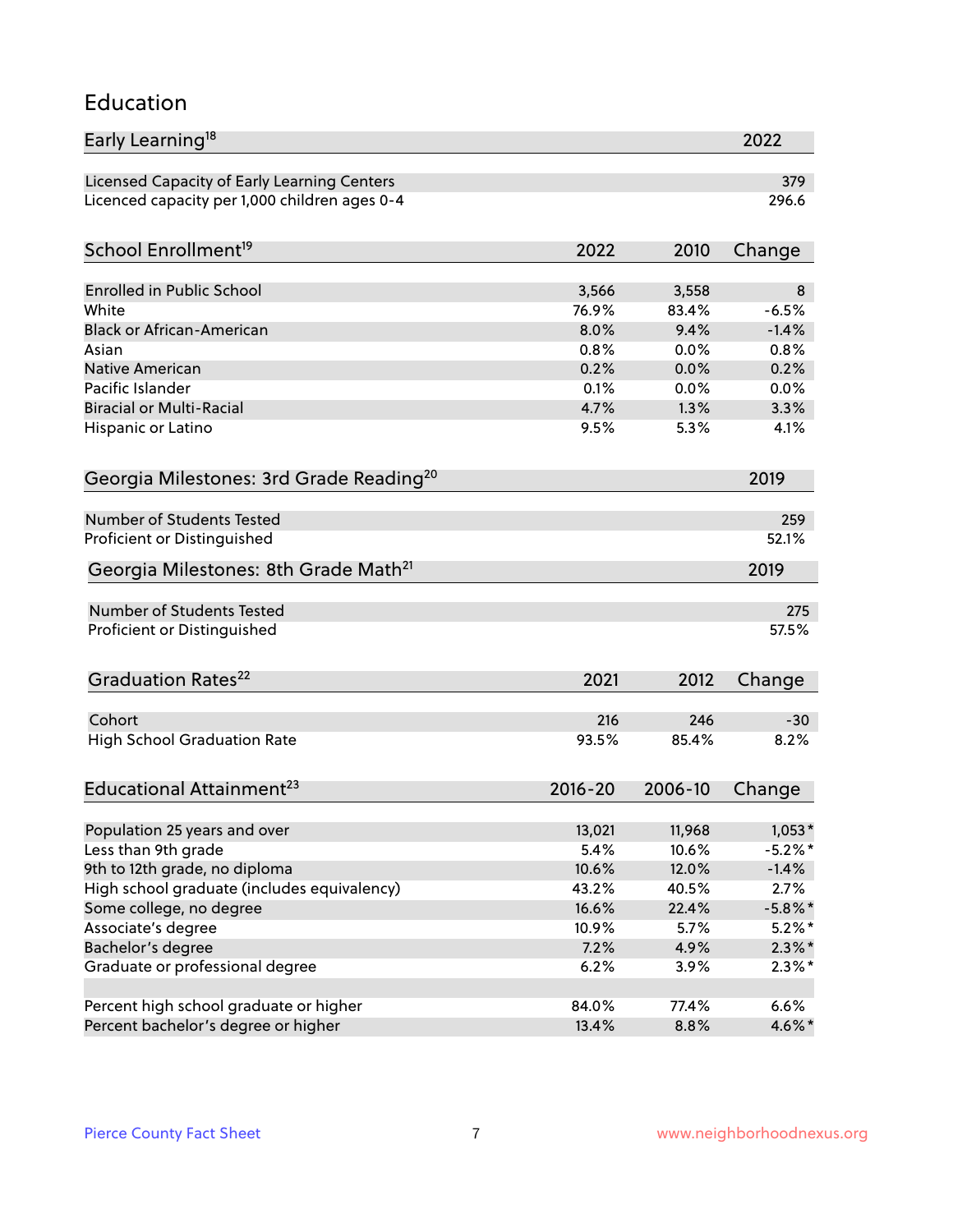# Education

| Early Learning[18] | 2022 |
|---|---|
| Licensed Capacity of Early Learning Centers | 379 |
| Licenced capacity per 1,000 children ages 0-4 | 296.6 |

| School Enrollment[19] | 2022 | 2010 | Change |
|---|---|---|---|
| Enrolled in Public School | 3,566 | 3,558 | 8 |
| White | 76.9% | 83.4% | -6.5% |
| Black or African-American | 8.0% | 9.4% | -1.4% |
| Asian | 0.8% | 0.0% | 0.8% |
| Native American | 0.2% | 0.0% | 0.2% |
| Pacific Islander | 0.1% | 0.0% | 0.0% |
| Biracial or Multi-Racial | 4.7% | 1.3% | 3.3% |
| Hispanic or Latino | 9.5% | 5.3% | 4.1% |

| Georgia Milestones: 3rd Grade Reading[20] | 2019 |
|---|---|
| Number of Students Tested | 259 |
| Proficient or Distinguished | 52.1% |

| Georgia Milestones: 8th Grade Math[21] | 2019 |
|---|---|
| Number of Students Tested | 275 |
| Proficient or Distinguished | 57.5% |

| Graduation Rates[22] | 2021 | 2012 | Change |
|---|---|---|---|
| Cohort | 216 | 246 | -30 |
| High School Graduation Rate | 93.5% | 85.4% | 8.2% |

| Educational Attainment[23] | 2016-20 | 2006-10 | Change |
|---|---|---|---|
| Population 25 years and over | 13,021 | 11,968 | 1,053* |
| Less than 9th grade | 5.4% | 10.6% | -5.2%* |
| 9th to 12th grade, no diploma | 10.6% | 12.0% | -1.4% |
| High school graduate (includes equivalency) | 43.2% | 40.5% | 2.7% |
| Some college, no degree | 16.6% | 22.4% | -5.8%* |
| Associate's degree | 10.9% | 5.7% | 5.2%* |
| Bachelor's degree | 7.2% | 4.9% | 2.3%* |
| Graduate or professional degree | 6.2% | 3.9% | 2.3%* |
| | | | |
| Percent high school graduate or higher | 84.0% | 77.4% | 6.6% |
| Percent bachelor's degree or higher | 13.4% | 8.8% | 4.6%* |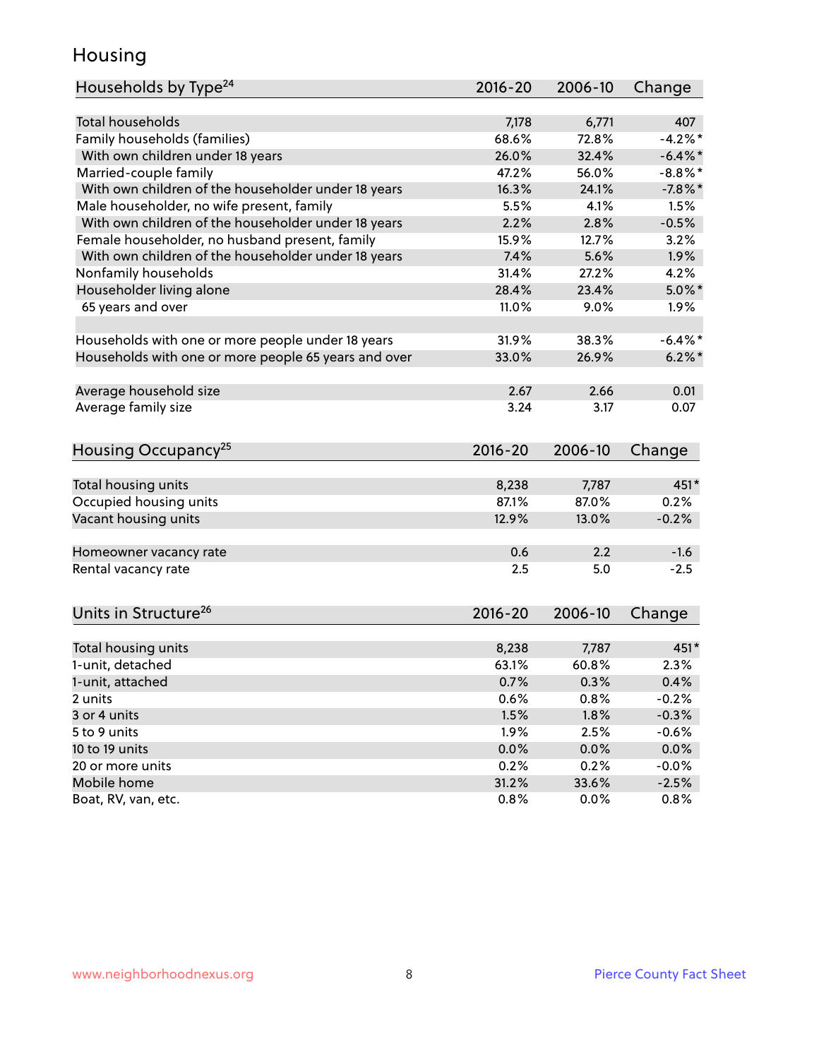# Housing

| Households by Type[24] | 2016-20 | 2006-10 | Change |
|---|---|---|---|
| Total households | 7,178 | 6,771 | 407 |
| Family households (families) | 68.6% | 72.8% | -4.2%* |
| With own children under 18 years | 26.0% | 32.4% | -6.4%* |
| Married-couple family | 47.2% | 56.0% | -8.8%* |
| With own children of the householder under 18 years | 16.3% | 24.1% | -7.8%* |
| Male householder, no wife present, family | 5.5% | 4.1% | 1.5% |
| With own children of the householder under 18 years | 2.2% | 2.8% | -0.5% |
| Female householder, no husband present, family | 15.9% | 12.7% | 3.2% |
| With own children of the householder under 18 years | 7.4% | 5.6% | 1.9% |
| Nonfamily households | 31.4% | 27.2% | 4.2% |
| Householder living alone | 28.4% | 23.4% | 5.0%* |
| 65 years and over | 11.0% | 9.0% | 1.9% |
| | | | |
| Households with one or more people under 18 years | 31.9% | 38.3% | -6.4%* |
| Households with one or more people 65 years and over | 33.0% | 26.9% | 6.2%* |
| | | | |
| Average household size | 2.67 | 2.66 | 0.01 |
| Average family size | 3.24 | 3.17 | 0.07 |

| Housing Occupancy[25] | 2016-20 | 2006-10 | Change |
|---|---|---|---|
| Total housing units | 8,238 | 7,787 | 451* |
| Occupied housing units | 87.1% | 87.0% | 0.2% |
| Vacant housing units | 12.9% | 13.0% | -0.2% |
| | | | |
| Homeowner vacancy rate | 0.6 | 2.2 | -1.6 |
| Rental vacancy rate | 2.5 | 5.0 | -2.5 |

| Units in Structure[26] | 2016-20 | 2006-10 | Change |
|---|---|---|---|
| Total housing units | 8,238 | 7,787 | 451* |
| 1-unit, detached | 63.1% | 60.8% | 2.3% |
| 1-unit, attached | 0.7% | 0.3% | 0.4% |
| 2 units | 0.6% | 0.8% | -0.2% |
| 3 or 4 units | 1.5% | 1.8% | -0.3% |
| 5 to 9 units | 1.9% | 2.5% | -0.6% |
| 10 to 19 units | 0.0% | 0.0% | 0.0% |
| 20 or more units | 0.2% | 0.2% | -0.0% |
| Mobile home | 31.2% | 33.6% | -2.5% |
| Boat, RV, van, etc. | 0.8% | 0.0% | 0.8% |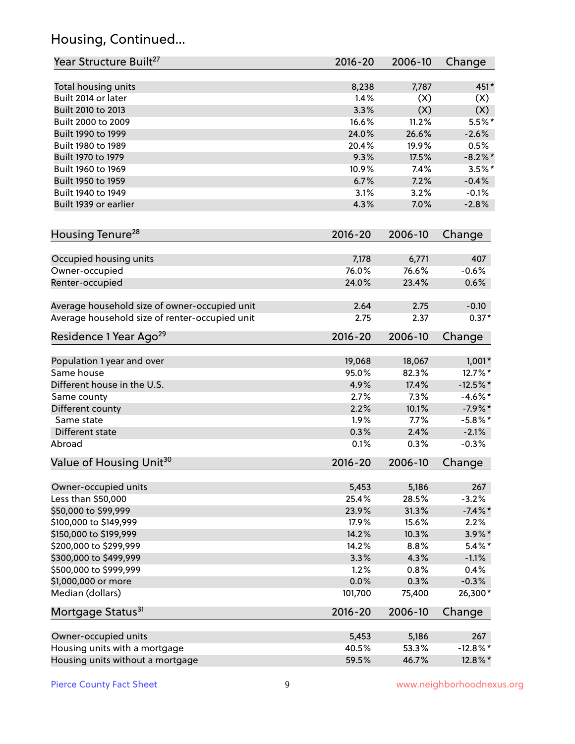## Housing, Continued...

| Year Structure Built[27] | 2016-20 | 2006-10 | Change |
|---|---|---|---|
| Total housing units | 8,238 | 7,787 | 451* |
| Built 2014 or later | 1.4% | (X) | (X) |
| Built 2010 to 2013 | 3.3% | (X) | (X) |
| Built 2000 to 2009 | 16.6% | 11.2% | 5.5%* |
| Built 1990 to 1999 | 24.0% | 26.6% | -2.6% |
| Built 1980 to 1989 | 20.4% | 19.9% | 0.5% |
| Built 1970 to 1979 | 9.3% | 17.5% | -8.2%* |
| Built 1960 to 1969 | 10.9% | 7.4% | 3.5%* |
| Built 1950 to 1959 | 6.7% | 7.2% | -0.4% |
| Built 1940 to 1949 | 3.1% | 3.2% | -0.1% |
| Built 1939 or earlier | 4.3% | 7.0% | -2.8% |

| Housing Tenure[28] | 2016-20 | 2006-10 | Change |
|---|---|---|---|
| Occupied housing units | 7,178 | 6,771 | 407 |
| Owner-occupied | 76.0% | 76.6% | -0.6% |
| Renter-occupied | 24.0% | 23.4% | 0.6% |
| Average household size of owner-occupied unit | 2.64 | 2.75 | -0.10 |
| Average household size of renter-occupied unit | 2.75 | 2.37 | 0.37* |

| Residence 1 Year Ago[29] | 2016-20 | 2006-10 | Change |
|---|---|---|---|
| Population 1 year and over | 19,068 | 18,067 | 1,001* |
| Same house | 95.0% | 82.3% | 12.7%* |
| Different house in the U.S. | 4.9% | 17.4% | -12.5%* |
| Same county | 2.7% | 7.3% | -4.6%* |
| Different county | 2.2% | 10.1% | -7.9%* |
| Same state | 1.9% | 7.7% | -5.8%* |
| Different state | 0.3% | 2.4% | -2.1% |
| Abroad | 0.1% | 0.3% | -0.3% |

| Value of Housing Unit[30] | 2016-20 | 2006-10 | Change |
|---|---|---|---|
| Owner-occupied units | 5,453 | 5,186 | 267 |
| Less than $50,000 | 25.4% | 28.5% | -3.2% |
| $50,000 to $99,999 | 23.9% | 31.3% | -7.4%* |
| $100,000 to $149,999 | 17.9% | 15.6% | 2.2% |
| $150,000 to $199,999 | 14.2% | 10.3% | 3.9%* |
| $200,000 to $299,999 | 14.2% | 8.8% | 5.4%* |
| $300,000 to $499,999 | 3.3% | 4.3% | -1.1% |
| $500,000 to $999,999 | 1.2% | 0.8% | 0.4% |
| $1,000,000 or more | 0.0% | 0.3% | -0.3% |
| Median (dollars) | 101,700 | 75,400 | 26,300* |

| Mortgage Status[31] | 2016-20 | 2006-10 | Change |
|---|---|---|---|
| Owner-occupied units | 5,453 | 5,186 | 267 |
| Housing units with a mortgage | 40.5% | 53.3% | -12.8%* |
| Housing units without a mortgage | 59.5% | 46.7% | 12.8%* |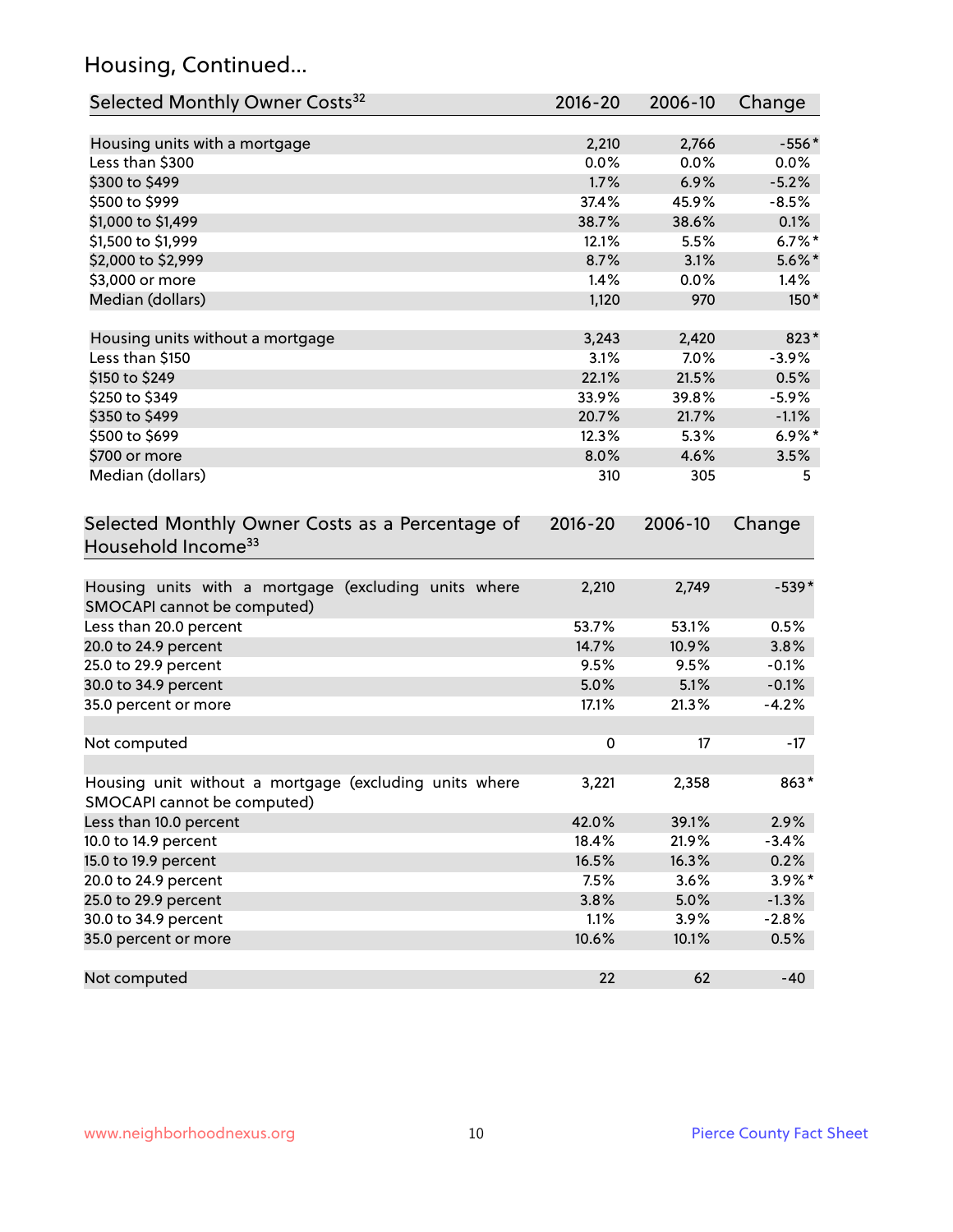## Housing, Continued...

| Selected Monthly Owner Costs[32] | 2016-20 | 2006-10 | Change |
|---|---|---|---|
| Housing units with a mortgage | 2,210 | 2,766 | -556* |
| Less than $300 | 0.0% | 0.0% | 0.0% |
| $300 to $499 | 1.7% | 6.9% | -5.2% |
| $500 to $999 | 37.4% | 45.9% | -8.5% |
| $1,000 to $1,499 | 38.7% | 38.6% | 0.1% |
| $1,500 to $1,999 | 12.1% | 5.5% | 6.7%* |
| $2,000 to $2,999 | 8.7% | 3.1% | 5.6%* |
| $3,000 or more | 1.4% | 0.0% | 1.4% |
| Median (dollars) | 1,120 | 970 | 150* |
| | | | |
| Housing units without a mortgage | 3,243 | 2,420 | 823* |
| Less than $150 | 3.1% | 7.0% | -3.9% |
| $150 to $249 | 22.1% | 21.5% | 0.5% |
| $250 to $349 | 33.9% | 39.8% | -5.9% |
| $350 to $499 | 20.7% | 21.7% | -1.1% |
| $500 to $699 | 12.3% | 5.3% | 6.9%* |
| $700 or more | 8.0% | 4.6% | 3.5% |
| Median (dollars) | 310 | 305 | 5 |

| Selected Monthly Owner Costs as a Percentage of Household Income[33] | 2016-20 | 2006-10 | Change |
|---|---|---|---|
| Housing units with a mortgage (excluding units where SMOCAPI cannot be computed) | 2,210 | 2,749 | -539* |
| Less than 20.0 percent | 53.7% | 53.1% | 0.5% |
| 20.0 to 24.9 percent | 14.7% | 10.9% | 3.8% |
| 25.0 to 29.9 percent | 9.5% | 9.5% | -0.1% |
| 30.0 to 34.9 percent | 5.0% | 5.1% | -0.1% |
| 35.0 percent or more | 17.1% | 21.3% | -4.2% |
| | | | |
| Not computed | 0 | 17 | -17 |
| | | | |
| Housing unit without a mortgage (excluding units where SMOCAPI cannot be computed) | 3,221 | 2,358 | 863* |
| Less than 10.0 percent | 42.0% | 39.1% | 2.9% |
| 10.0 to 14.9 percent | 18.4% | 21.9% | -3.4% |
| 15.0 to 19.9 percent | 16.5% | 16.3% | 0.2% |
| 20.0 to 24.9 percent | 7.5% | 3.6% | 3.9%* |
| 25.0 to 29.9 percent | 3.8% | 5.0% | -1.3% |
| 30.0 to 34.9 percent | 1.1% | 3.9% | -2.8% |
| 35.0 percent or more | 10.6% | 10.1% | 0.5% |
| | | | |
| Not computed | 22 | 62 | -40 |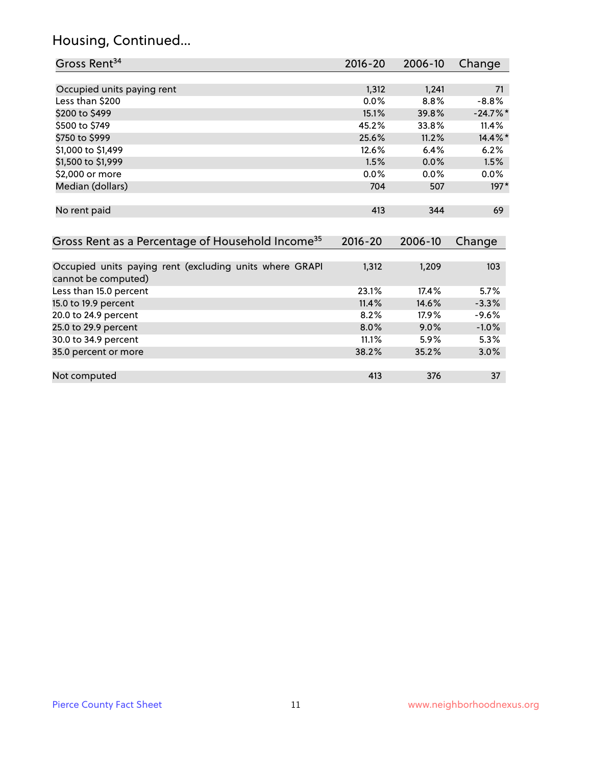## Housing, Continued...

| Gross Rent[34] | 2016-20 | 2006-10 | Change |
|---|---|---|---|
| | | | |
| Occupied units paying rent | 1,312 | 1,241 | 71 |
| Less than $200 | 0.0% | 8.8% | -8.8% |
| $200 to $499 | 15.1% | 39.8% | -24.7%* |
| $500 to $749 | 45.2% | 33.8% | 11.4% |
| $750 to $999 | 25.6% | 11.2% | 14.4%* |
| $1,000 to $1,499 | 12.6% | 6.4% | 6.2% |
| $1,500 to $1,999 | 1.5% | 0.0% | 1.5% |
| $2,000 or more | 0.0% | 0.0% | 0.0% |
| Median (dollars) | 704 | 507 | 197* |
| | | | |
| No rent paid | 413 | 344 | 69 |

| Gross Rent as a Percentage of Household Income[35] | 2016-20 | 2006-10 | Change |
|---|---|---|---|
| | | | |
| Occupied units paying rent (excluding units where GRAPI cannot be computed) | 1,312 | 1,209 | 103 |
| Less than 15.0 percent | 23.1% | 17.4% | 5.7% |
| 15.0 to 19.9 percent | 11.4% | 14.6% | -3.3% |
| 20.0 to 24.9 percent | 8.2% | 17.9% | -9.6% |
| 25.0 to 29.9 percent | 8.0% | 9.0% | -1.0% |
| 30.0 to 34.9 percent | 11.1% | 5.9% | 5.3% |
| 35.0 percent or more | 38.2% | 35.2% | 3.0% |
| | | | |
| Not computed | 413 | 376 | 37 |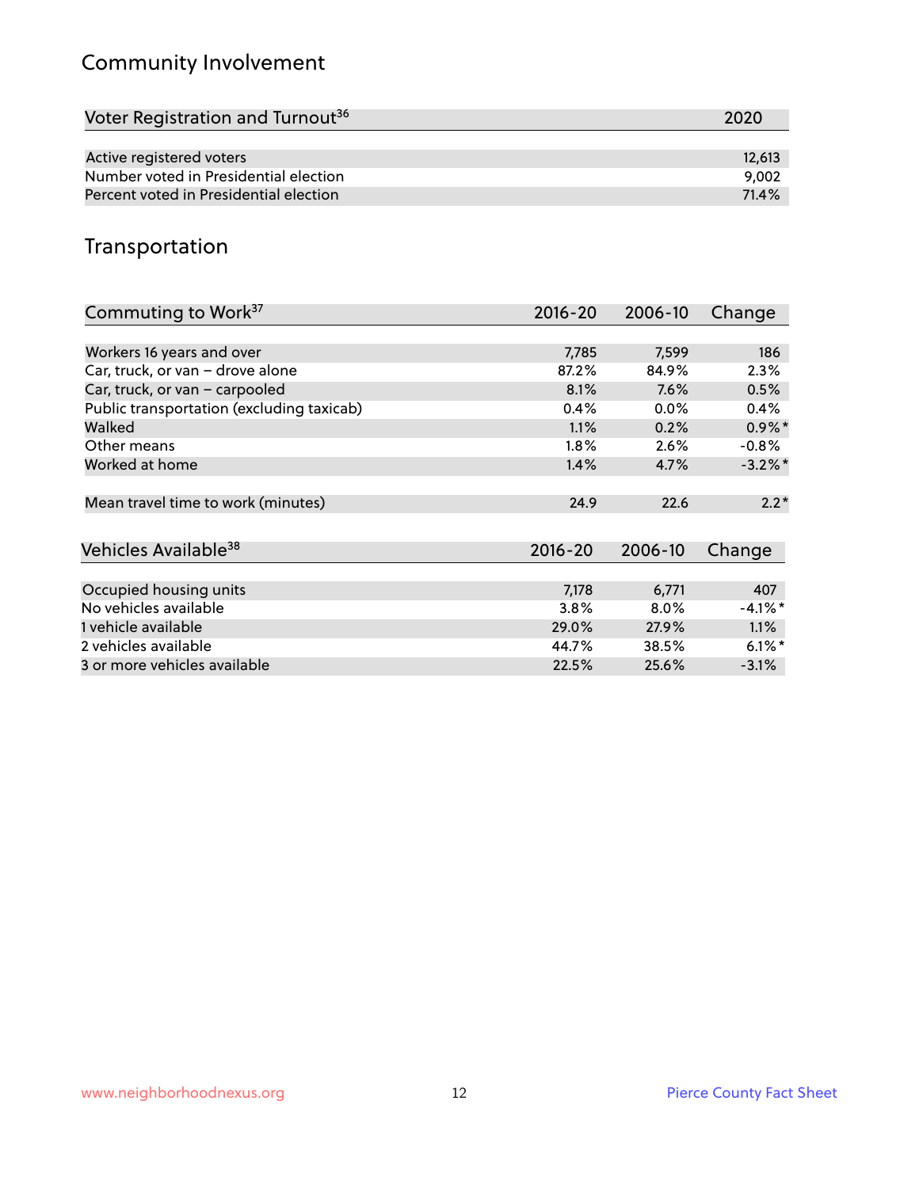## Community Involvement

| Voter Registration and Turnout[36] | 2020 |
|---|---|
| Active registered voters | 12,613 |
| Number voted in Presidential election | 9,002 |
| Percent voted in Presidential election | 71.4% |

## Transportation

| Commuting to Work[37] | 2016-20 | 2006-10 | Change |
|---|---|---|---|
| Workers 16 years and over | 7,785 | 7,599 | 186 |
| Car, truck, or van – drove alone | 87.2% | 84.9% | 2.3% |
| Car, truck, or van – carpooled | 8.1% | 7.6% | 0.5% |
| Public transportation (excluding taxicab) | 0.4% | 0.0% | 0.4% |
| Walked | 1.1% | 0.2% | 0.9%* |
| Other means | 1.8% | 2.6% | -0.8% |
| Worked at home | 1.4% | 4.7% | -3.2%* |
| Mean travel time to work (minutes) | 24.9 | 22.6 | 2.2* |

| Vehicles Available[38] | 2016-20 | 2006-10 | Change |
|---|---|---|---|
| Occupied housing units | 7,178 | 6,771 | 407 |
| No vehicles available | 3.8% | 8.0% | -4.1%* |
| 1 vehicle available | 29.0% | 27.9% | 1.1% |
| 2 vehicles available | 44.7% | 38.5% | 6.1%* |
| 3 or more vehicles available | 22.5% | 25.6% | -3.1% |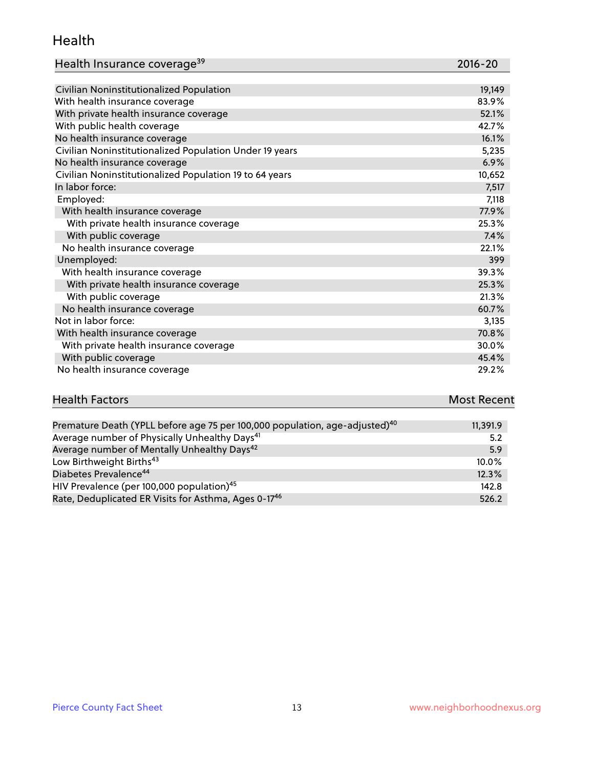## Health

| Health Insurance coverage[39] | 2016-20 |
|---|---|
| Civilian Noninstitutionalized Population | 19,149 |
| With health insurance coverage | 83.9% |
| With private health insurance coverage | 52.1% |
| With public health coverage | 42.7% |
| No health insurance coverage | 16.1% |
| Civilian Noninstitutionalized Population Under 19 years | 5,235 |
| No health insurance coverage | 6.9% |
| Civilian Noninstitutionalized Population 19 to 64 years | 10,652 |
| In labor force: | 7,517 |
| Employed: | 7,118 |
| With health insurance coverage | 77.9% |
| With private health insurance coverage | 25.3% |
| With public coverage | 7.4% |
| No health insurance coverage | 22.1% |
| Unemployed: | 399 |
| With health insurance coverage | 39.3% |
| With private health insurance coverage | 25.3% |
| With public coverage | 21.3% |
| No health insurance coverage | 60.7% |
| Not in labor force: | 3,135 |
| With health insurance coverage | 70.8% |
| With private health insurance coverage | 30.0% |
| With public coverage | 45.4% |
| No health insurance coverage | 29.2% |

| Health Factors | Most Recent |
|---|---|
| Premature Death (YPLL before age 75 per 100,000 population, age-adjusted)[40] | 11,391.9 |
| Average number of Physically Unhealthy Days[41] | 5.2 |
| Average number of Mentally Unhealthy Days[42] | 5.9 |
| Low Birthweight Births[43] | 10.0% |
| Diabetes Prevalence[44] | 12.3% |
| HIV Prevalence (per 100,000 population)[45] | 142.8 |
| Rate, Deduplicated ER Visits for Asthma, Ages 0-17[46] | 526.2 |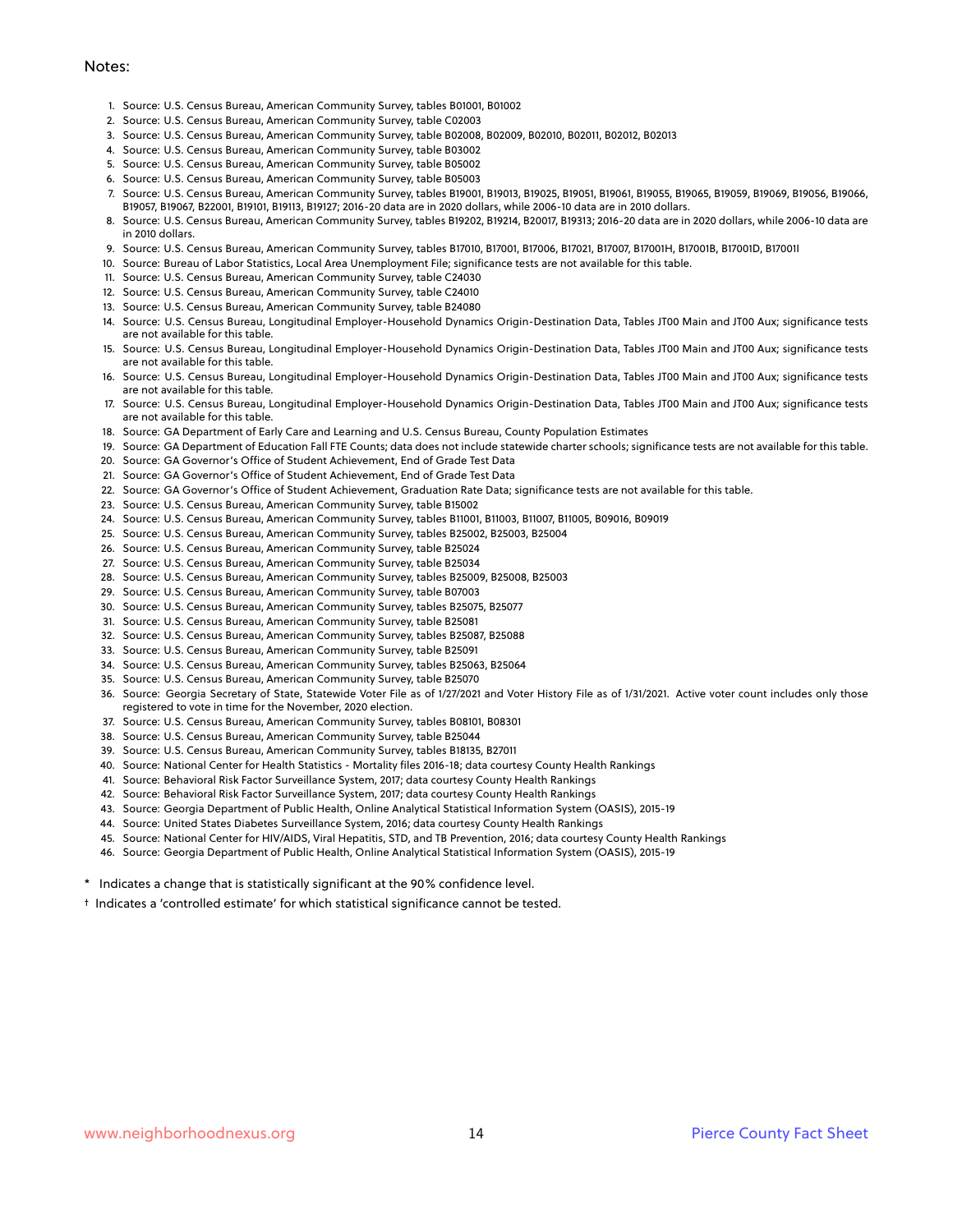Notes:

1. Source: U.S. Census Bureau, American Community Survey, tables B01001, B01002
2. Source: U.S. Census Bureau, American Community Survey, table C02003
3. Source: U.S. Census Bureau, American Community Survey, table B02008, B02009, B02010, B02011, B02012, B02013
4. Source: U.S. Census Bureau, American Community Survey, table B03002
5. Source: U.S. Census Bureau, American Community Survey, table B05002
6. Source: U.S. Census Bureau, American Community Survey, table B05003
7. Source: U.S. Census Bureau, American Community Survey, tables B19001, B19013, B19025, B19051, B19061, B19055, B19065, B19059, B19069, B19056, B19066, B19057, B19067, B22001, B19101, B19113, B19127; 2016-20 data are in 2020 dollars, while 2006-10 data are in 2010 dollars.
8. Source: U.S. Census Bureau, American Community Survey, tables B19202, B19214, B20017, B19313; 2016-20 data are in 2020 dollars, while 2006-10 data are in 2010 dollars.
9. Source: U.S. Census Bureau, American Community Survey, tables B17010, B17001, B17006, B17021, B17007, B17001H, B17001B, B17001D, B17001I
10. Source: Bureau of Labor Statistics, Local Area Unemployment File; significance tests are not available for this table.
11. Source: U.S. Census Bureau, American Community Survey, table C24030
12. Source: U.S. Census Bureau, American Community Survey, table C24010
13. Source: U.S. Census Bureau, American Community Survey, table B24080
14. Source: U.S. Census Bureau, Longitudinal Employer-Household Dynamics Origin-Destination Data, Tables JT00 Main and JT00 Aux; significance tests are not available for this table.
15. Source: U.S. Census Bureau, Longitudinal Employer-Household Dynamics Origin-Destination Data, Tables JT00 Main and JT00 Aux; significance tests are not available for this table.
16. Source: U.S. Census Bureau, Longitudinal Employer-Household Dynamics Origin-Destination Data, Tables JT00 Main and JT00 Aux; significance tests are not available for this table.
17. Source: U.S. Census Bureau, Longitudinal Employer-Household Dynamics Origin-Destination Data, Tables JT00 Main and JT00 Aux; significance tests are not available for this table.
18. Source: GA Department of Early Care and Learning and U.S. Census Bureau, County Population Estimates
19. Source: GA Department of Education Fall FTE Counts; data does not include statewide charter schools; significance tests are not available for this table.
20. Source: GA Governor's Office of Student Achievement, End of Grade Test Data
21. Source: GA Governor's Office of Student Achievement, End of Grade Test Data
22. Source: GA Governor's Office of Student Achievement, Graduation Rate Data; significance tests are not available for this table.
23. Source: U.S. Census Bureau, American Community Survey, table B15002
24. Source: U.S. Census Bureau, American Community Survey, tables B11001, B11003, B11007, B11005, B09016, B09019
25. Source: U.S. Census Bureau, American Community Survey, tables B25002, B25003, B25004
26. Source: U.S. Census Bureau, American Community Survey, table B25024
27. Source: U.S. Census Bureau, American Community Survey, table B25034
28. Source: U.S. Census Bureau, American Community Survey, tables B25009, B25008, B25003
29. Source: U.S. Census Bureau, American Community Survey, table B07003
30. Source: U.S. Census Bureau, American Community Survey, tables B25075, B25077
31. Source: U.S. Census Bureau, American Community Survey, table B25081
32. Source: U.S. Census Bureau, American Community Survey, tables B25087, B25088
33. Source: U.S. Census Bureau, American Community Survey, table B25091
34. Source: U.S. Census Bureau, American Community Survey, tables B25063, B25064
35. Source: U.S. Census Bureau, American Community Survey, table B25070
36. Source: Georgia Secretary of State, Statewide Voter File as of 1/27/2021 and Voter History File as of 1/31/2021. Active voter count includes only those registered to vote in time for the November, 2020 election.
37. Source: U.S. Census Bureau, American Community Survey, tables B08101, B08301
38. Source: U.S. Census Bureau, American Community Survey, table B25044
39. Source: U.S. Census Bureau, American Community Survey, tables B18135, B27011
40. Source: National Center for Health Statistics - Mortality files 2016-18; data courtesy County Health Rankings
41. Source: Behavioral Risk Factor Surveillance System, 2017; data courtesy County Health Rankings
42. Source: Behavioral Risk Factor Surveillance System, 2017; data courtesy County Health Rankings
43. Source: Georgia Department of Public Health, Online Analytical Statistical Information System (OASIS), 2015-19
44. Source: United States Diabetes Surveillance System, 2016; data courtesy County Health Rankings
45. Source: National Center for HIV/AIDS, Viral Hepatitis, STD, and TB Prevention, 2016; data courtesy County Health Rankings
46. Source: Georgia Department of Public Health, Online Analytical Statistical Information System (OASIS), 2015-19

\* Indicates a change that is statistically significant at the 90% confidence level.

† Indicates a 'controlled estimate' for which statistical significance cannot be tested.